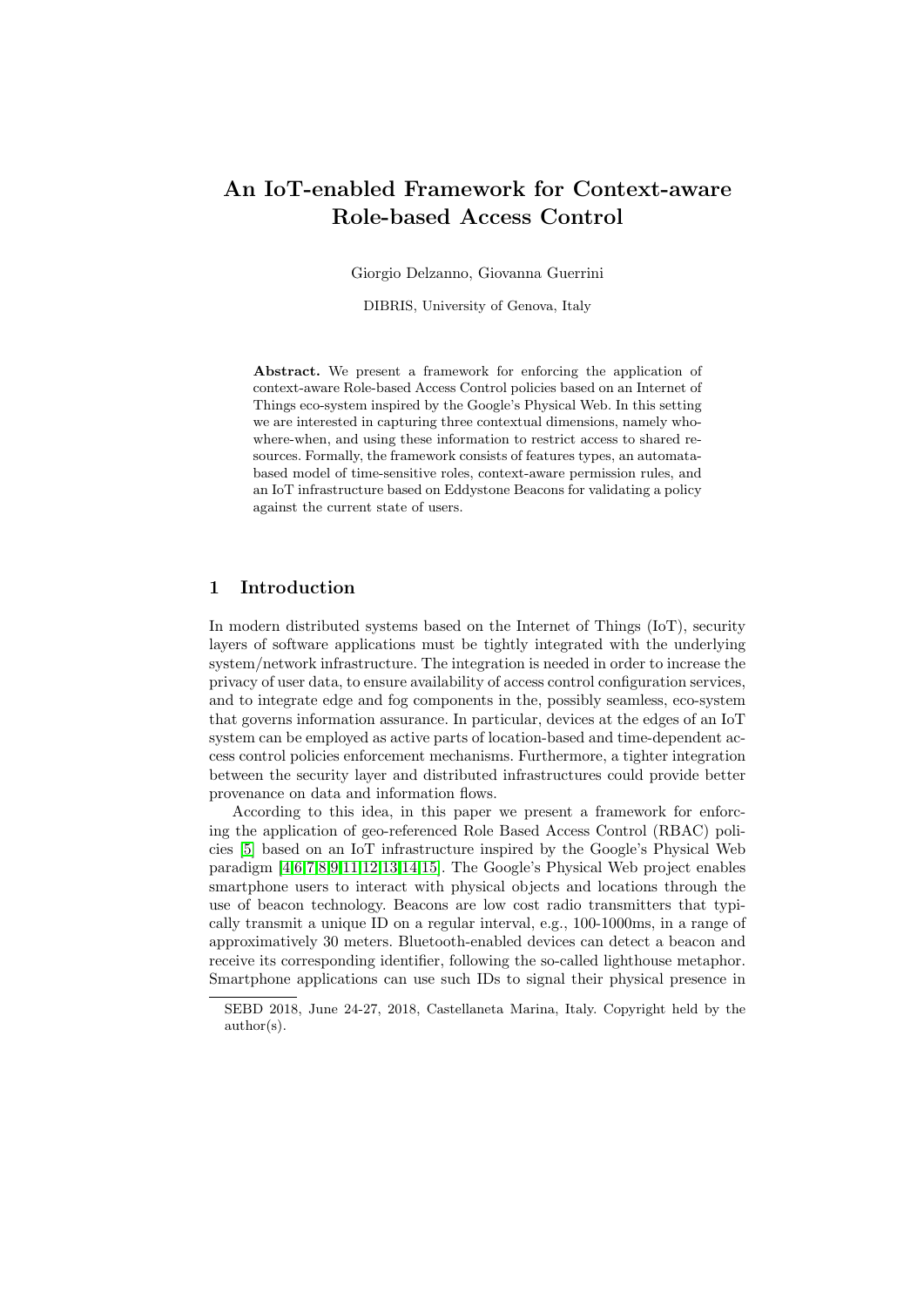# An IoT-enabled Framework for Context-aware Role-based Access Control

Giorgio Delzanno, Giovanna Guerrini

DIBRIS, University of Genova, Italy

**Abstract.** We present a framework for enforcing the application of context-aware Role-based Access Control policies based on an Internet of Things eco-system inspired by the Google's Physical Web. In this setting we are interested in capturing three contextual dimensions, namely who-where-when, and using these information to restrict access to shared resources. Formally, the framework consists of features types, an automata-based model of time-sensitive roles, context-aware permission rules, and an IoT infrastructure based on Eddystone Beacons for validating a policy against the current state of users.

## 1 Introduction

In modern distributed systems based on the Internet of Things (IoT), security layers of software applications must be tightly integrated with the underlying system/network infrastructure. The integration is needed in order to increase the privacy of user data, to ensure availability of access control configuration services, and to integrate edge and fog components in the, possibly seamless, eco-system that governs information assurance. In particular, devices at the edges of an IoT system can be employed as active parts of location-based and time-dependent access control policies enforcement mechanisms. Furthermore, a tighter integration between the security layer and distributed infrastructures could provide better provenance on data and information flows.

According to this idea, in this paper we present a framework for enforcing the application of geo-referenced Role Based Access Control (RBAC) policies [5] based on an IoT infrastructure inspired by the Google's Physical Web paradigm [4,6,7,8,9,11,12,13,14,15]. The Google's Physical Web project enables smartphone users to interact with physical objects and locations through the use of beacon technology. Beacons are low cost radio transmitters that typically transmit a unique ID on a regular interval, e.g., 100-1000ms, in a range of approximatively 30 meters. Bluetooth-enabled devices can detect a beacon and receive its corresponding identifier, following the so-called lighthouse metaphor. Smartphone applications can use such IDs to signal their physical presence in

SEBD 2018, June 24-27, 2018, Castellaneta Marina, Italy. Copyright held by the author(s).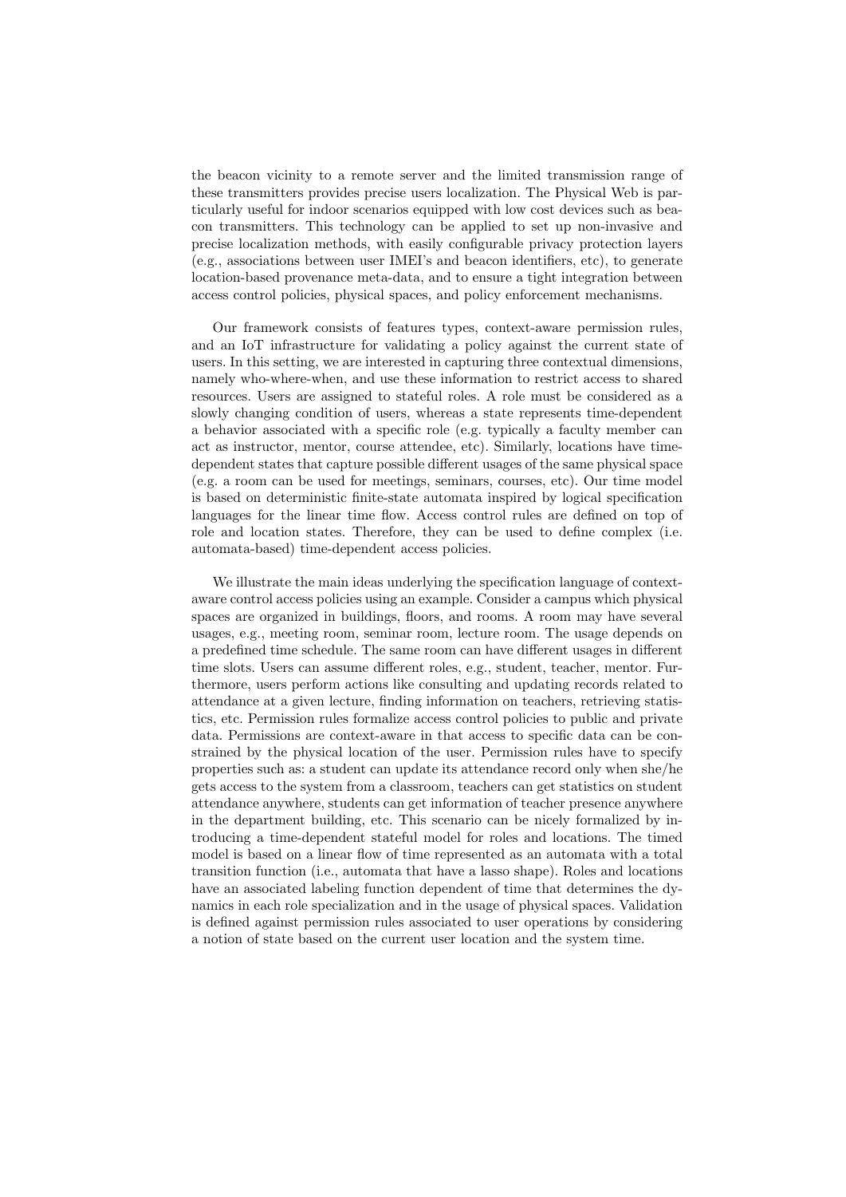the beacon vicinity to a remote server and the limited transmission range of these transmitters provides precise users localization. The Physical Web is particularly useful for indoor scenarios equipped with low cost devices such as beacon transmitters. This technology can be applied to set up non-invasive and precise localization methods, with easily configurable privacy protection layers (e.g., associations between user IMEI's and beacon identifiers, etc), to generate location-based provenance meta-data, and to ensure a tight integration between access control policies, physical spaces, and policy enforcement mechanisms.

Our framework consists of features types, context-aware permission rules, and an IoT infrastructure for validating a policy against the current state of users. In this setting, we are interested in capturing three contextual dimensions, namely who-where-when, and use these information to restrict access to shared resources. Users are assigned to stateful roles. A role must be considered as a slowly changing condition of users, whereas a state represents time-dependent a behavior associated with a specific role (e.g. typically a faculty member can act as instructor, mentor, course attendee, etc). Similarly, locations have time-dependent states that capture possible different usages of the same physical space (e.g. a room can be used for meetings, seminars, courses, etc). Our time model is based on deterministic finite-state automata inspired by logical specification languages for the linear time flow. Access control rules are defined on top of role and location states. Therefore, they can be used to define complex (i.e. automata-based) time-dependent access policies.

We illustrate the main ideas underlying the specification language of context-aware control access policies using an example. Consider a campus which physical spaces are organized in buildings, floors, and rooms. A room may have several usages, e.g., meeting room, seminar room, lecture room. The usage depends on a predefined time schedule. The same room can have different usages in different time slots. Users can assume different roles, e.g., student, teacher, mentor. Furthermore, users perform actions like consulting and updating records related to attendance at a given lecture, finding information on teachers, retrieving statistics, etc. Permission rules formalize access control policies to public and private data. Permissions are context-aware in that access to specific data can be constrained by the physical location of the user. Permission rules have to specify properties such as: a student can update its attendance record only when she/he gets access to the system from a classroom, teachers can get statistics on student attendance anywhere, students can get information of teacher presence anywhere in the department building, etc. This scenario can be nicely formalized by introducing a time-dependent stateful model for roles and locations. The timed model is based on a linear flow of time represented as an automata with a total transition function (i.e., automata that have a lasso shape). Roles and locations have an associated labeling function dependent of time that determines the dynamics in each role specialization and in the usage of physical spaces. Validation is defined against permission rules associated to user operations by considering a notion of state based on the current user location and the system time.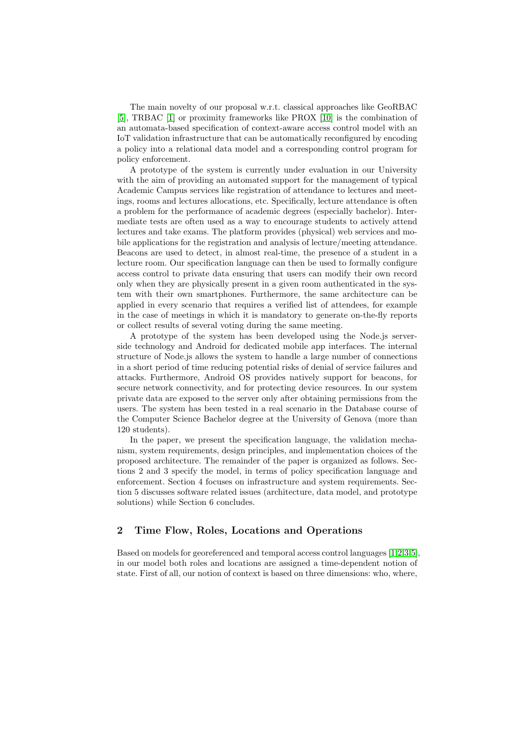The main novelty of our proposal w.r.t. classical approaches like GeoRBAC [5], TRBAC [1] or proximity frameworks like PROX [10] is the combination of an automata-based specification of context-aware access control model with an IoT validation infrastructure that can be automatically reconfigured by encoding a policy into a relational data model and a corresponding control program for policy enforcement.

A prototype of the system is currently under evaluation in our University with the aim of providing an automated support for the management of typical Academic Campus services like registration of attendance to lectures and meetings, rooms and lectures allocations, etc. Specifically, lecture attendance is often a problem for the performance of academic degrees (especially bachelor). Intermediate tests are often used as a way to encourage students to actively attend lectures and take exams. The platform provides (physical) web services and mobile applications for the registration and analysis of lecture/meeting attendance. Beacons are used to detect, in almost real-time, the presence of a student in a lecture room. Our specification language can then be used to formally configure access control to private data ensuring that users can modify their own record only when they are physically present in a given room authenticated in the system with their own smartphones. Furthermore, the same architecture can be applied in every scenario that requires a verified list of attendees, for example in the case of meetings in which it is mandatory to generate on-the-fly reports or collect results of several voting during the same meeting.

A prototype of the system has been developed using the Node.js server-side technology and Android for dedicated mobile app interfaces. The internal structure of Node.js allows the system to handle a large number of connections in a short period of time reducing potential risks of denial of service failures and attacks. Furthermore, Android OS provides natively support for beacons, for secure network connectivity, and for protecting device resources. In our system private data are exposed to the server only after obtaining permissions from the users. The system has been tested in a real scenario in the Database course of the Computer Science Bachelor degree at the University of Genova (more than 120 students).

In the paper, we present the specification language, the validation mechanism, system requirements, design principles, and implementation choices of the proposed architecture. The remainder of the paper is organized as follows. Sections 2 and 3 specify the model, in terms of policy specification language and enforcement. Section 4 focuses on infrastructure and system requirements. Section 5 discusses software related issues (architecture, data model, and prototype solutions) while Section 6 concludes.

## 2 Time Flow, Roles, Locations and Operations

Based on models for georeferenced and temporal access control languages [1,2,3,5], in our model both roles and locations are assigned a time-dependent notion of state. First of all, our notion of context is based on three dimensions: who, where,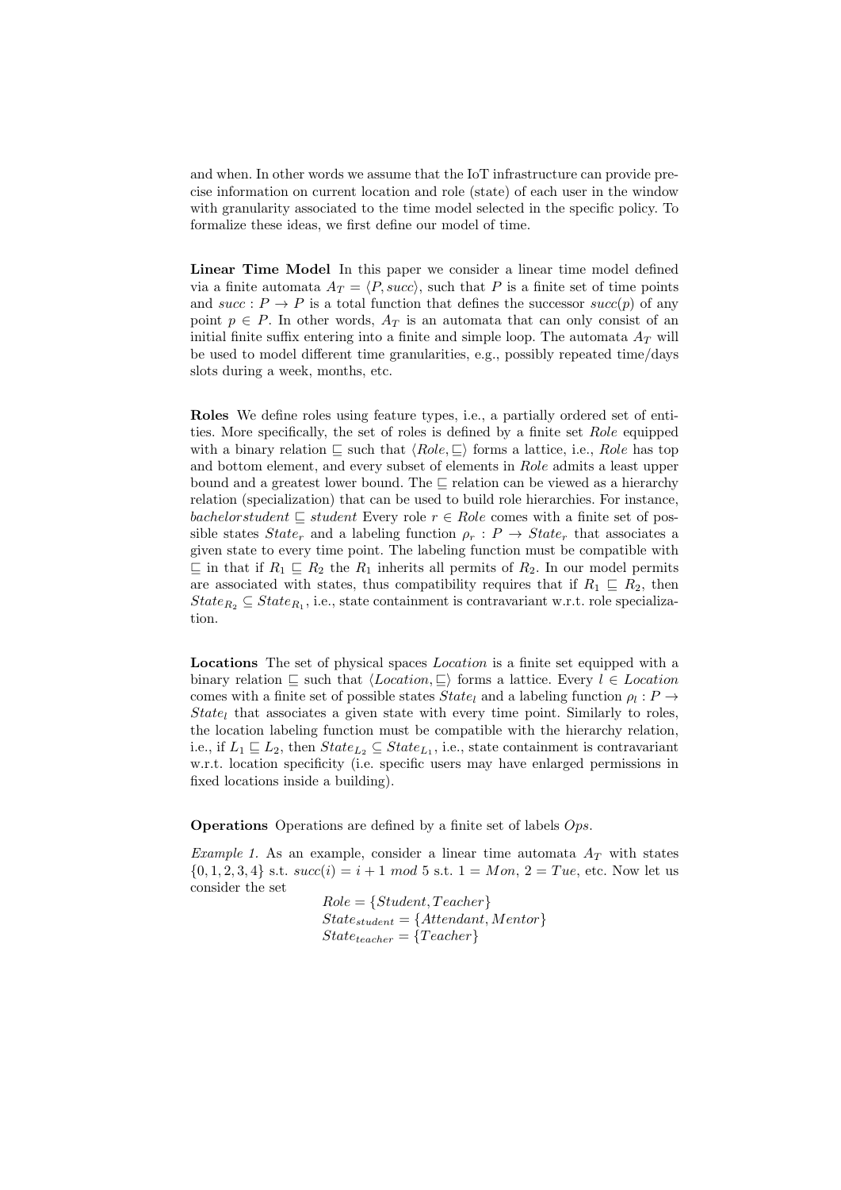and when. In other words we assume that the IoT infrastructure can provide precise information on current location and role (state) of each user in the window with granularity associated to the time model selected in the specific policy. To formalize these ideas, we first define our model of time.

**Linear Time Model** In this paper we consider a linear time model defined via a finite automata $A_T = \langle P, succ \rangle$, such that $P$ is a finite set of time points and $succ : P \rightarrow P$ is a total function that defines the successor $succ(p)$ of any point $p \in P$. In other words, $A_T$ is an automata that can only consist of an initial finite suffix entering into a finite and simple loop. The automata $A_T$ will be used to model different time granularities, e.g., possibly repeated time/days slots during a week, months, etc.

**Roles** We define roles using feature types, i.e., a partially ordered set of entities. More specifically, the set of roles is defined by a finite set *Role* equipped with a binary relation $\sqsubseteq$ such that $\langle Role, \sqsubseteq \rangle$ forms a lattice, i.e., *Role* has top and bottom element, and every subset of elements in *Role* admits a least upper bound and a greatest lower bound. The $\sqsubseteq$ relation can be viewed as a hierarchy relation (specialization) that can be used to build role hierarchies. For instance, $bachelorstudent \sqsubseteq student$ Every role $r \in Role$ comes with a finite set of possible states $State_r$ and a labeling function $\rho_r : P \rightarrow State_r$ that associates a given state to every time point. The labeling function must be compatible with $\sqsubseteq$ in that if $R_1 \sqsubseteq R_2$ the $R_1$ inherits all permits of $R_2$. In our model permits are associated with states, thus compatibility requires that if $R_1 \sqsubseteq R_2$, then $State_{R_2} \subseteq State_{R_1}$, i.e., state containment is contravariant w.r.t. role specialization.

**Locations** The set of physical spaces *Location* is a finite set equipped with a binary relation $\sqsubseteq$ such that $\langle Location, \sqsubseteq \rangle$ forms a lattice. Every $l \in Location$ comes with a finite set of possible states $State_l$ and a labeling function $\rho_l : P \rightarrow State_l$ that associates a given state with every time point. Similarly to roles, the location labeling function must be compatible with the hierarchy relation, i.e., if $L_1 \sqsubseteq L_2$, then $State_{L_2} \subseteq State_{L_1}$, i.e., state containment is contravariant w.r.t. location specificity (i.e. specific users may have enlarged permissions in fixed locations inside a building).

**Operations** Operations are defined by a finite set of labels *Ops*.

*Example 1.* As an example, consider a linear time automata $A_T$ with states $\{0, 1, 2, 3, 4\}$ s.t. $succ(i) = i + 1 \ mod \ 5$ s.t. $1 = Mon$, $2 = Tue$, etc. Now let us consider the set

$$Role = \{Student, Teacher\}$$
$$State_{student} = \{Attendant, Mentor\}$$
$$State_{teacher} = \{Teacher\}$$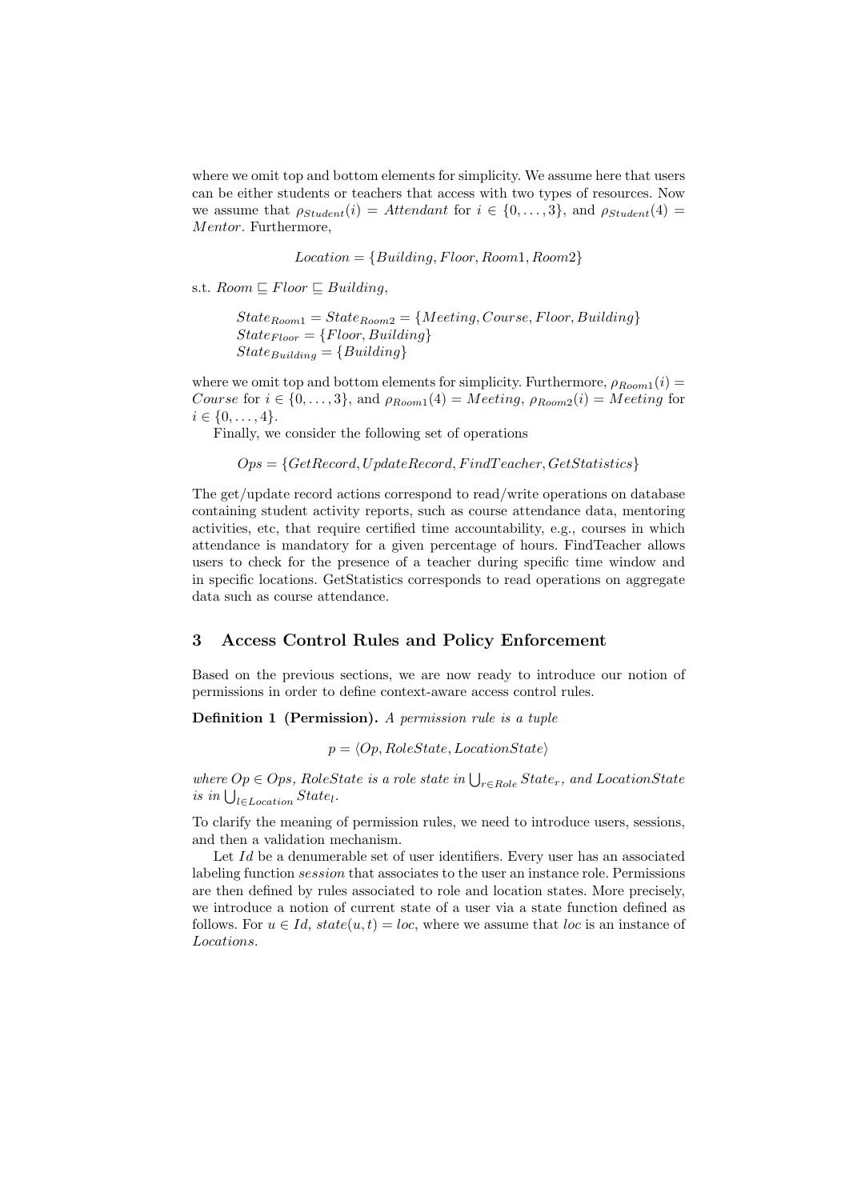where we omit top and bottom elements for simplicity. We assume here that users can be either students or teachers that access with two types of resources. Now we assume that $\rho_{Student}(i) = \mathit{Attendant}$ for $i \in \{0, \ldots, 3\}$, and $\rho_{Student}(4) = \mathit{Mentor}$. Furthermore,

$$\mathit{Location} = \{\mathit{Building}, \mathit{Floor}, \mathit{Room1}, \mathit{Room2}\}$$

s.t. $\mathit{Room} \sqsubseteq \mathit{Floor} \sqsubseteq \mathit{Building}$,

$$\begin{aligned}
&\mathit{State}_{Room1} = \mathit{State}_{Room2} = \{\mathit{Meeting}, \mathit{Course}, \mathit{Floor}, \mathit{Building}\}\\
&\mathit{State}_{Floor} = \{\mathit{Floor}, \mathit{Building}\}\\
&\mathit{State}_{Building} = \{\mathit{Building}\}
\end{aligned}$$

where we omit top and bottom elements for simplicity. Furthermore, $\rho_{Room1}(i) = \mathit{Course}$ for $i \in \{0, \ldots, 3\}$, and $\rho_{Room1}(4) = \mathit{Meeting}$, $\rho_{Room2}(i) = \mathit{Meeting}$ for $i \in \{0, \ldots, 4\}$.

Finally, we consider the following set of operations

$$\mathit{Ops} = \{\mathit{GetRecord}, \mathit{UpdateRecord}, \mathit{FindTeacher}, \mathit{GetStatistics}\}$$

The get/update record actions correspond to read/write operations on database containing student activity reports, such as course attendance data, mentoring activities, etc, that require certified time accountability, e.g., courses in which attendance is mandatory for a given percentage of hours. FindTeacher allows users to check for the presence of a teacher during specific time window and in specific locations. GetStatistics corresponds to read operations on aggregate data such as course attendance.

## 3 Access Control Rules and Policy Enforcement

Based on the previous sections, we are now ready to introduce our notion of permissions in order to define context-aware access control rules.

**Definition 1 (Permission).** *A permission rule is a tuple*

$$p = \langle \mathit{Op}, \mathit{RoleState}, \mathit{LocationState} \rangle$$

*where $\mathit{Op} \in \mathit{Ops}$, RoleState is a role state in $\bigcup_{r \in Role} \mathit{State}_r$, and LocationState is in $\bigcup_{l \in Location} \mathit{State}_l$.*

To clarify the meaning of permission rules, we need to introduce users, sessions, and then a validation mechanism.

Let $Id$ be a denumerable set of user identifiers. Every user has an associated labeling function *session* that associates to the user an instance role. Permissions are then defined by rules associated to role and location states. More precisely, we introduce a notion of current state of a user via a state function defined as follows. For $u \in Id$, $state(u, t) = loc$, where we assume that $loc$ is an instance of *Locations*.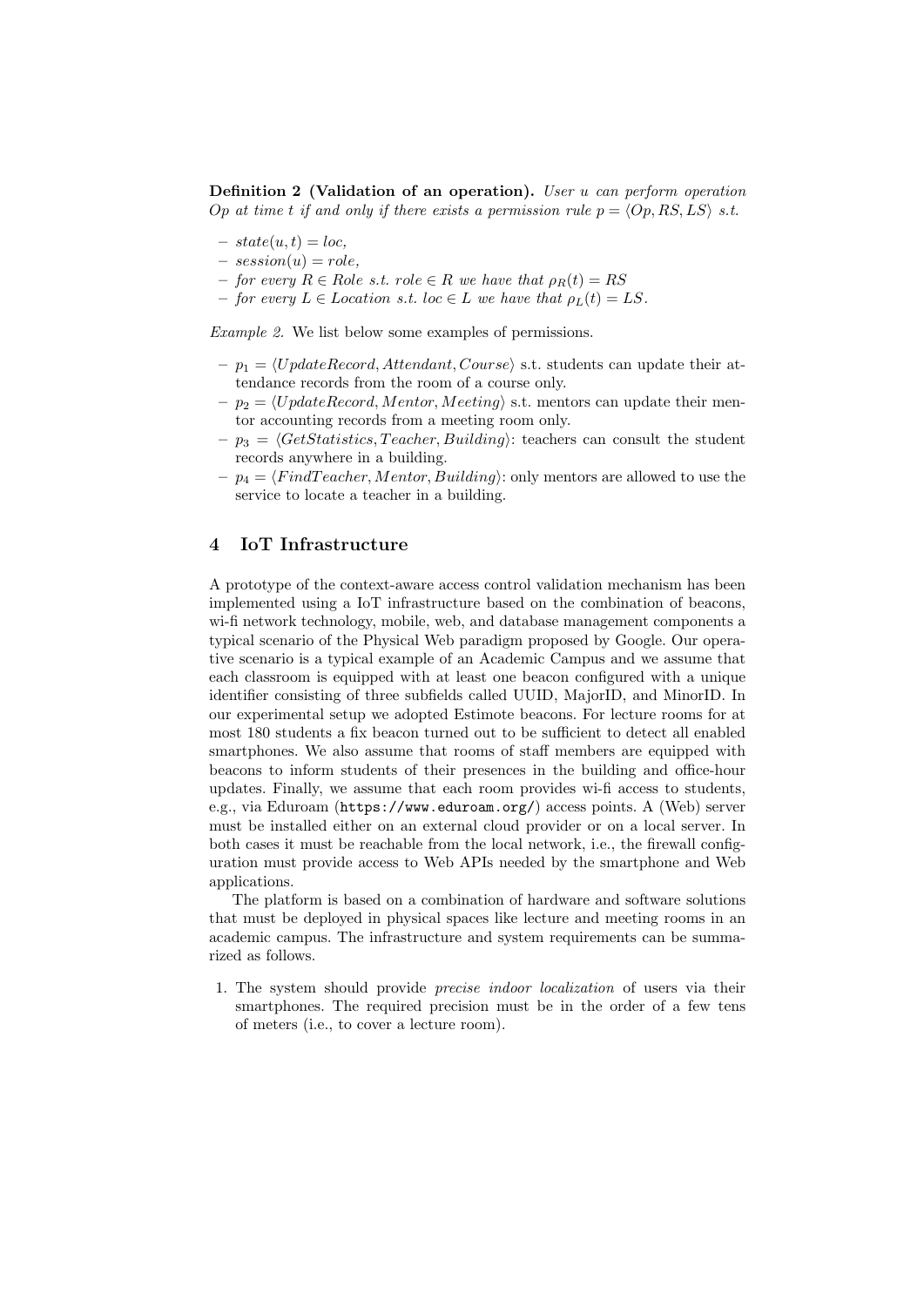**Definition 2 (Validation of an operation).** *User $u$ can perform operation $Op$ at time $t$ if and only if there exists a permission rule $p = \langle Op, RS, LS \rangle$ s.t.*

- *$state(u, t) = loc$,*
- *$session(u) = role$,*
- *for every $R \in Role$ s.t. $role \in R$ we have that $\rho_R(t) = RS$*
- *for every $L \in Location$ s.t. $loc \in L$ we have that $\rho_L(t) = LS$.*

*Example 2.* We list below some examples of permissions.

- $p_1 = \langle UpdateRecord, Attendant, Course \rangle$ s.t. students can update their attendance records from the room of a course only.
- $p_2 = \langle UpdateRecord, Mentor, Meeting \rangle$ s.t. mentors can update their mentor accounting records from a meeting room only.
- $p_3 = \langle GetStatistics, Teacher, Building \rangle$: teachers can consult the student records anywhere in a building.
- $p_4 = \langle FindTeacher, Mentor, Building \rangle$: only mentors are allowed to use the service to locate a teacher in a building.

## 4 IoT Infrastructure

A prototype of the context-aware access control validation mechanism has been implemented using a IoT infrastructure based on the combination of beacons, wi-fi network technology, mobile, web, and database management components a typical scenario of the Physical Web paradigm proposed by Google. Our operative scenario is a typical example of an Academic Campus and we assume that each classroom is equipped with at least one beacon configured with a unique identifier consisting of three subfields called UUID, MajorID, and MinorID. In our experimental setup we adopted Estimote beacons. For lecture rooms for at most 180 students a fix beacon turned out to be sufficient to detect all enabled smartphones. We also assume that rooms of staff members are equipped with beacons to inform students of their presences in the building and office-hour updates. Finally, we assume that each room provides wi-fi access to students, e.g., via Eduroam (`https://www.eduroam.org/`) access points. A (Web) server must be installed either on an external cloud provider or on a local server. In both cases it must be reachable from the local network, i.e., the firewall configuration must provide access to Web APIs needed by the smartphone and Web applications.

The platform is based on a combination of hardware and software solutions that must be deployed in physical spaces like lecture and meeting rooms in an academic campus. The infrastructure and system requirements can be summarized as follows.

1. The system should provide *precise indoor localization* of users via their smartphones. The required precision must be in the order of a few tens of meters (i.e., to cover a lecture room).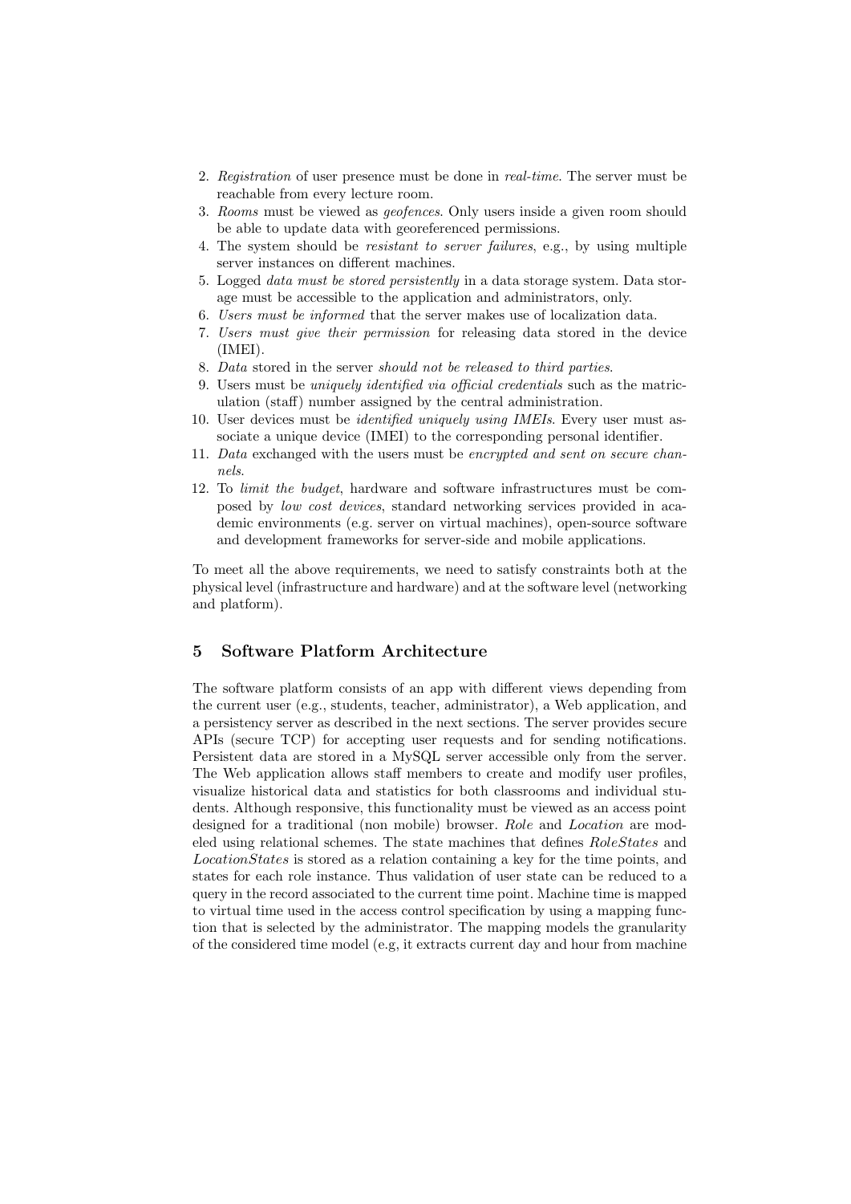2. *Registration* of user presence must be done in *real-time*. The server must be reachable from every lecture room.
3. *Rooms* must be viewed as *geofences*. Only users inside a given room should be able to update data with georeferenced permissions.
4. The system should be *resistant to server failures*, e.g., by using multiple server instances on different machines.
5. Logged *data must be stored persistently* in a data storage system. Data storage must be accessible to the application and administrators, only.
6. *Users must be informed* that the server makes use of localization data.
7. *Users must give their permission* for releasing data stored in the device (IMEI).
8. *Data* stored in the server *should not be released to third parties*.
9. Users must be *uniquely identified via official credentials* such as the matriculation (staff) number assigned by the central administration.
10. User devices must be *identified uniquely using IMEIs*. Every user must associate a unique device (IMEI) to the corresponding personal identifier.
11. *Data* exchanged with the users must be *encrypted and sent on secure channels*.
12. To *limit the budget*, hardware and software infrastructures must be composed by *low cost devices*, standard networking services provided in academic environments (e.g. server on virtual machines), open-source software and development frameworks for server-side and mobile applications.

To meet all the above requirements, we need to satisfy constraints both at the physical level (infrastructure and hardware) and at the software level (networking and platform).

## 5 Software Platform Architecture

The software platform consists of an app with different views depending from the current user (e.g., students, teacher, administrator), a Web application, and a persistency server as described in the next sections. The server provides secure APIs (secure TCP) for accepting user requests and for sending notifications. Persistent data are stored in a MySQL server accessible only from the server. The Web application allows staff members to create and modify user profiles, visualize historical data and statistics for both classrooms and individual students. Although responsive, this functionality must be viewed as an access point designed for a traditional (non mobile) browser. *Role* and *Location* are modeled using relational schemes. The state machines that defines *RoleStates* and *LocationStates* is stored as a relation containing a key for the time points, and states for each role instance. Thus validation of user state can be reduced to a query in the record associated to the current time point. Machine time is mapped to virtual time used in the access control specification by using a mapping function that is selected by the administrator. The mapping models the granularity of the considered time model (e.g, it extracts current day and hour from machine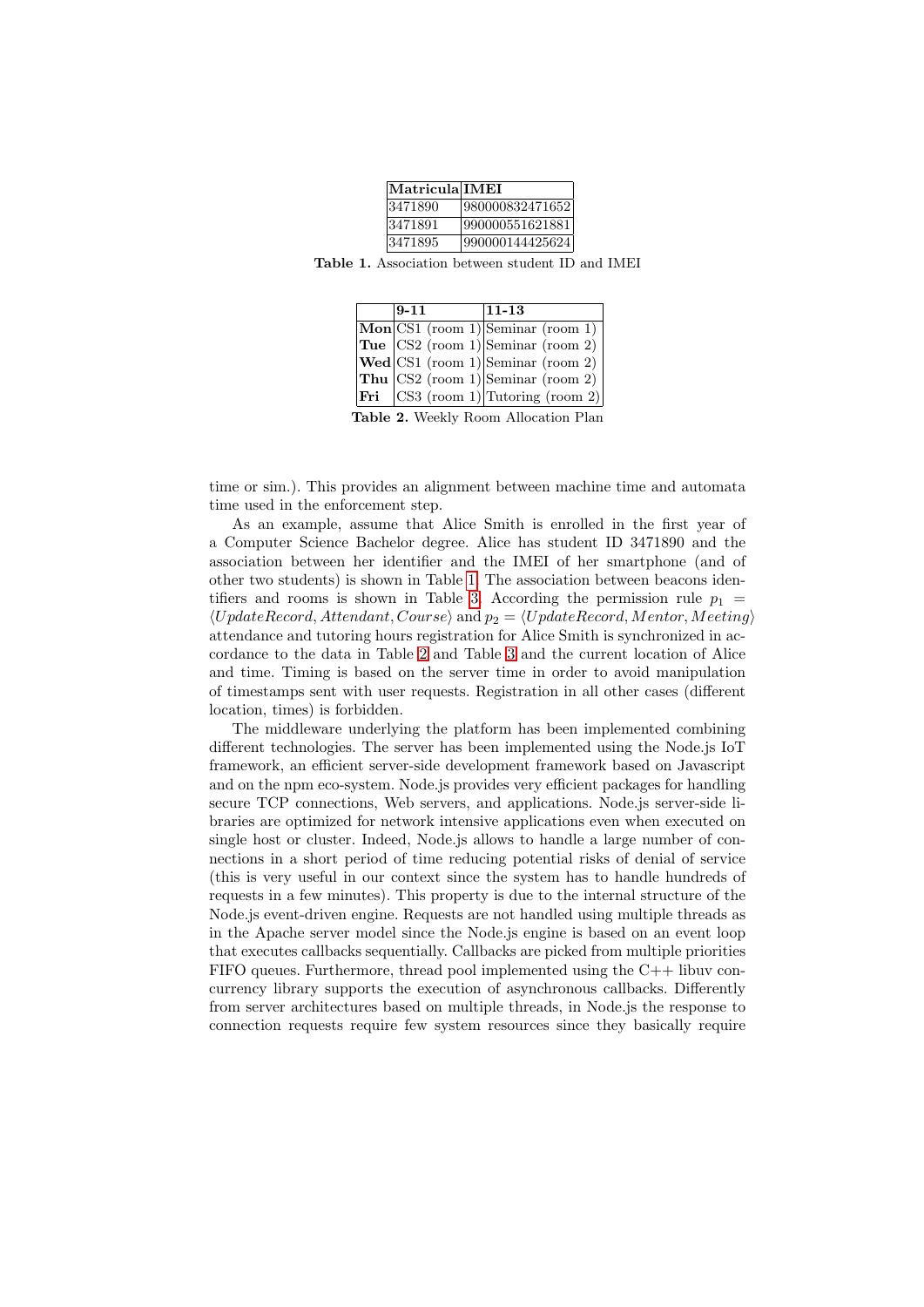| Matricula | IMEI |
| --- | --- |
| 3471890 | 980000832471652 |
| 3471891 | 990000551621881 |
| 3471895 | 990000144425624 |

**Table 1.** Association between student ID and IMEI

| | 9-11 | 11-13 |
| --- | --- | --- |
| **Mon** | CS1 (room 1) | Seminar (room 1) |
| **Tue** | CS2 (room 1) | Seminar (room 2) |
| **Wed** | CS1 (room 1) | Seminar (room 2) |
| **Thu** | CS2 (room 1) | Seminar (room 2) |
| **Fri** | CS3 (room 1) | Tutoring (room 2) |

**Table 2.** Weekly Room Allocation Plan

time or sim.). This provides an alignment between machine time and automata time used in the enforcement step.

As an example, assume that Alice Smith is enrolled in the first year of a Computer Science Bachelor degree. Alice has student ID 3471890 and the association between her identifier and the IMEI of her smartphone (and of other two students) is shown in Table 1. The association between beacons identifiers and rooms is shown in Table 3. According the permission rule $p_1 = \langle UpdateRecord, Attendant, Course \rangle$ and $p_2 = \langle UpdateRecord, Mentor, Meeting \rangle$ attendance and tutoring hours registration for Alice Smith is synchronized in accordance to the data in Table 2 and Table 3 and the current location of Alice and time. Timing is based on the server time in order to avoid manipulation of timestamps sent with user requests. Registration in all other cases (different location, times) is forbidden.

The middleware underlying the platform has been implemented combining different technologies. The server has been implemented using the Node.js IoT framework, an efficient server-side development framework based on Javascript and on the npm eco-system. Node.js provides very efficient packages for handling secure TCP connections, Web servers, and applications. Node.js server-side libraries are optimized for network intensive applications even when executed on single host or cluster. Indeed, Node.js allows to handle a large number of connections in a short period of time reducing potential risks of denial of service (this is very useful in our context since the system has to handle hundreds of requests in a few minutes). This property is due to the internal structure of the Node.js event-driven engine. Requests are not handled using multiple threads as in the Apache server model since the Node.js engine is based on an event loop that executes callbacks sequentially. Callbacks are picked from multiple priorities FIFO queues. Furthermore, thread pool implemented using the C++ libuv concurrency library supports the execution of asynchronous callbacks. Differently from server architectures based on multiple threads, in Node.js the response to connection requests require few system resources since they basically require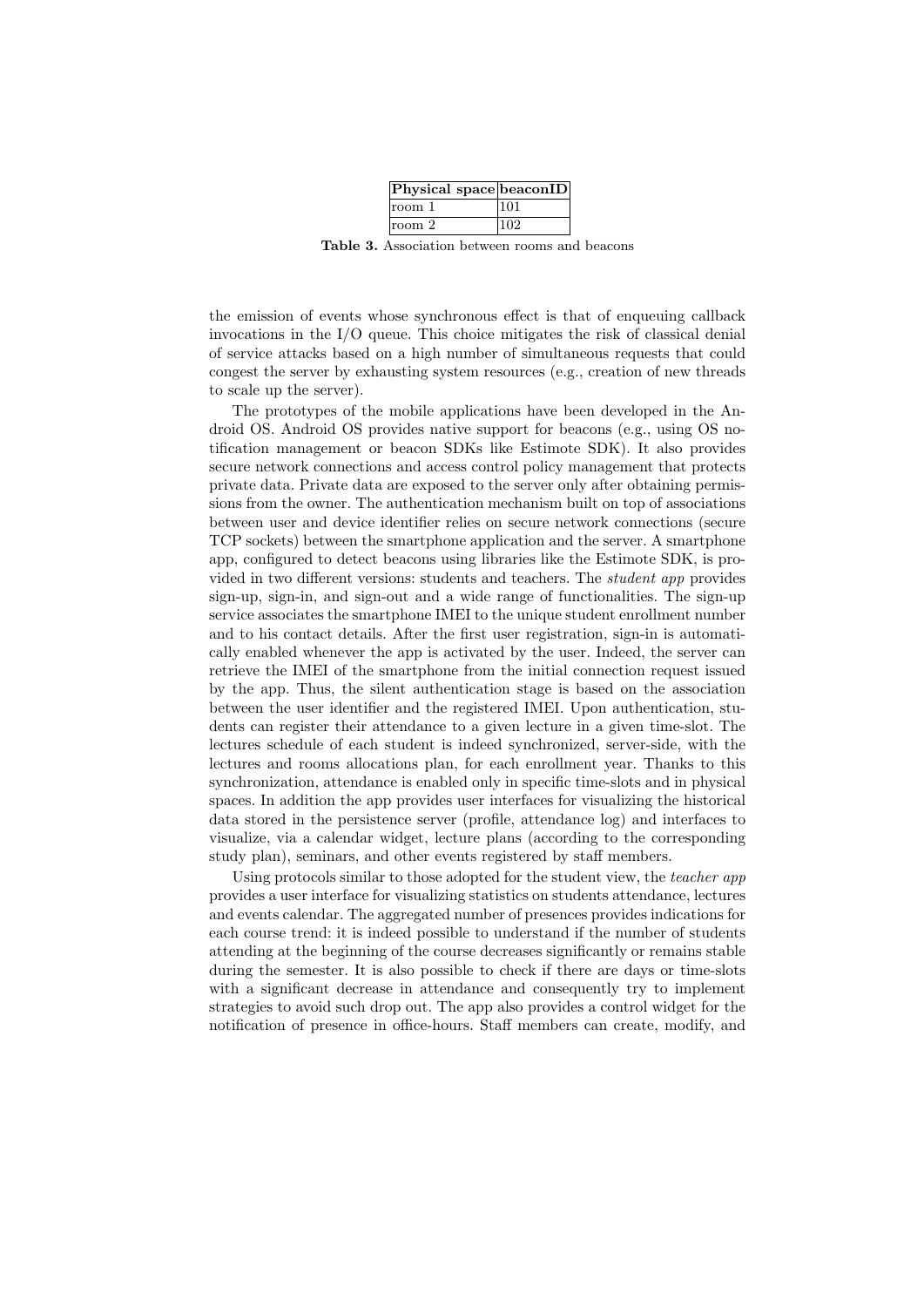| Physical space | beaconID |
| --- | --- |
| room 1 | 101 |
| room 2 | 102 |

**Table 3.** Association between rooms and beacons

the emission of events whose synchronous effect is that of enqueuing callback invocations in the I/O queue. This choice mitigates the risk of classical denial of service attacks based on a high number of simultaneous requests that could congest the server by exhausting system resources (e.g., creation of new threads to scale up the server).

The prototypes of the mobile applications have been developed in the Android OS. Android OS provides native support for beacons (e.g., using OS notification management or beacon SDKs like Estimote SDK). It also provides secure network connections and access control policy management that protects private data. Private data are exposed to the server only after obtaining permissions from the owner. The authentication mechanism built on top of associations between user and device identifier relies on secure network connections (secure TCP sockets) between the smartphone application and the server. A smartphone app, configured to detect beacons using libraries like the Estimote SDK, is provided in two different versions: students and teachers. The *student app* provides sign-up, sign-in, and sign-out and a wide range of functionalities. The sign-up service associates the smartphone IMEI to the unique student enrollment number and to his contact details. After the first user registration, sign-in is automatically enabled whenever the app is activated by the user. Indeed, the server can retrieve the IMEI of the smartphone from the initial connection request issued by the app. Thus, the silent authentication stage is based on the association between the user identifier and the registered IMEI. Upon authentication, students can register their attendance to a given lecture in a given time-slot. The lectures schedule of each student is indeed synchronized, server-side, with the lectures and rooms allocations plan, for each enrollment year. Thanks to this synchronization, attendance is enabled only in specific time-slots and in physical spaces. In addition the app provides user interfaces for visualizing the historical data stored in the persistence server (profile, attendance log) and interfaces to visualize, via a calendar widget, lecture plans (according to the corresponding study plan), seminars, and other events registered by staff members.

Using protocols similar to those adopted for the student view, the *teacher app* provides a user interface for visualizing statistics on students attendance, lectures and events calendar. The aggregated number of presences provides indications for each course trend: it is indeed possible to understand if the number of students attending at the beginning of the course decreases significantly or remains stable during the semester. It is also possible to check if there are days or time-slots with a significant decrease in attendance and consequently try to implement strategies to avoid such drop out. The app also provides a control widget for the notification of presence in office-hours. Staff members can create, modify, and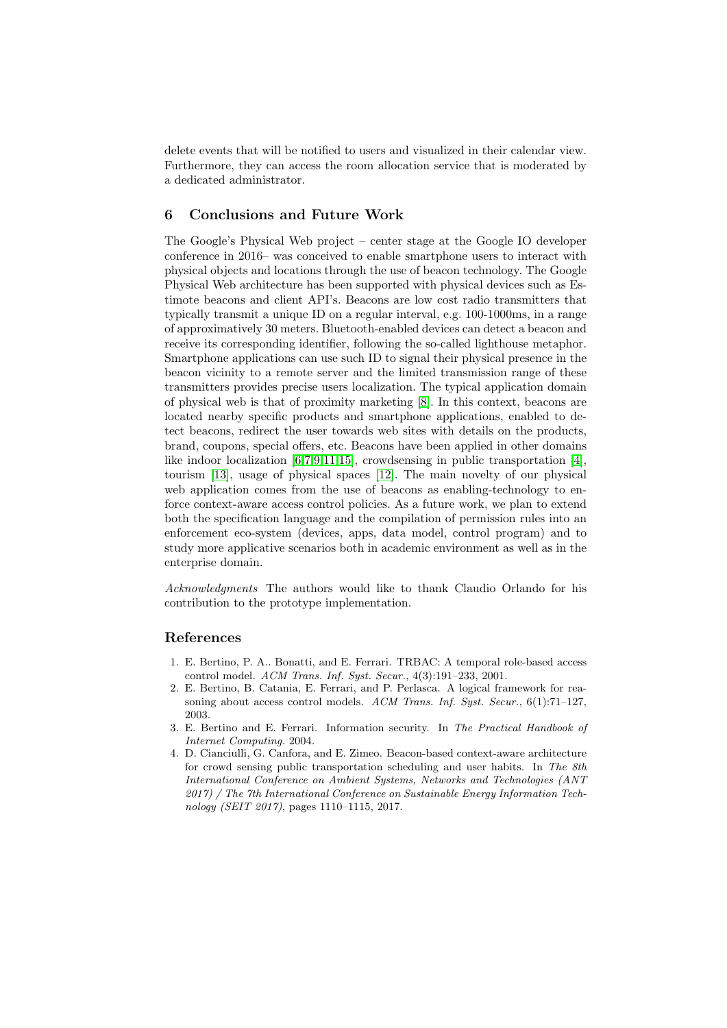delete events that will be notified to users and visualized in their calendar view. Furthermore, they can access the room allocation service that is moderated by a dedicated administrator.

## 6 Conclusions and Future Work

The Google's Physical Web project – center stage at the Google IO developer conference in 2016– was conceived to enable smartphone users to interact with physical objects and locations through the use of beacon technology. The Google Physical Web architecture has been supported with physical devices such as Estimote beacons and client API's. Beacons are low cost radio transmitters that typically transmit a unique ID on a regular interval, e.g. 100-1000ms, in a range of approximatively 30 meters. Bluetooth-enabled devices can detect a beacon and receive its corresponding identifier, following the so-called lighthouse metaphor. Smartphone applications can use such ID to signal their physical presence in the beacon vicinity to a remote server and the limited transmission range of these transmitters provides precise users localization. The typical application domain of physical web is that of proximity marketing [8]. In this context, beacons are located nearby specific products and smartphone applications, enabled to detect beacons, redirect the user towards web sites with details on the products, brand, coupons, special offers, etc. Beacons have been applied in other domains like indoor localization [6,7,9,11,15], crowdsensing in public transportation [4], tourism [13], usage of physical spaces [12]. The main novelty of our physical web application comes from the use of beacons as enabling-technology to enforce context-aware access control policies. As a future work, we plan to extend both the specification language and the compilation of permission rules into an enforcement eco-system (devices, apps, data model, control program) and to study more applicative scenarios both in academic environment as well as in the enterprise domain.

*Acknowledgments* The authors would like to thank Claudio Orlando for his contribution to the prototype implementation.

## References

1. E. Bertino, P. A.. Bonatti, and E. Ferrari. TRBAC: A temporal role-based access control model. *ACM Trans. Inf. Syst. Secur.*, 4(3):191–233, 2001.
2. E. Bertino, B. Catania, E. Ferrari, and P. Perlasca. A logical framework for reasoning about access control models. *ACM Trans. Inf. Syst. Secur.*, 6(1):71–127, 2003.
3. E. Bertino and E. Ferrari. Information security. In *The Practical Handbook of Internet Computing.* 2004.
4. D. Cianciulli, G. Canfora, and E. Zimeo. Beacon-based context-aware architecture for crowd sensing public transportation scheduling and user habits. In *The 8th International Conference on Ambient Systems, Networks and Technologies (ANT 2017) / The 7th International Conference on Sustainable Energy Information Technology (SEIT 2017)*, pages 1110–1115, 2017.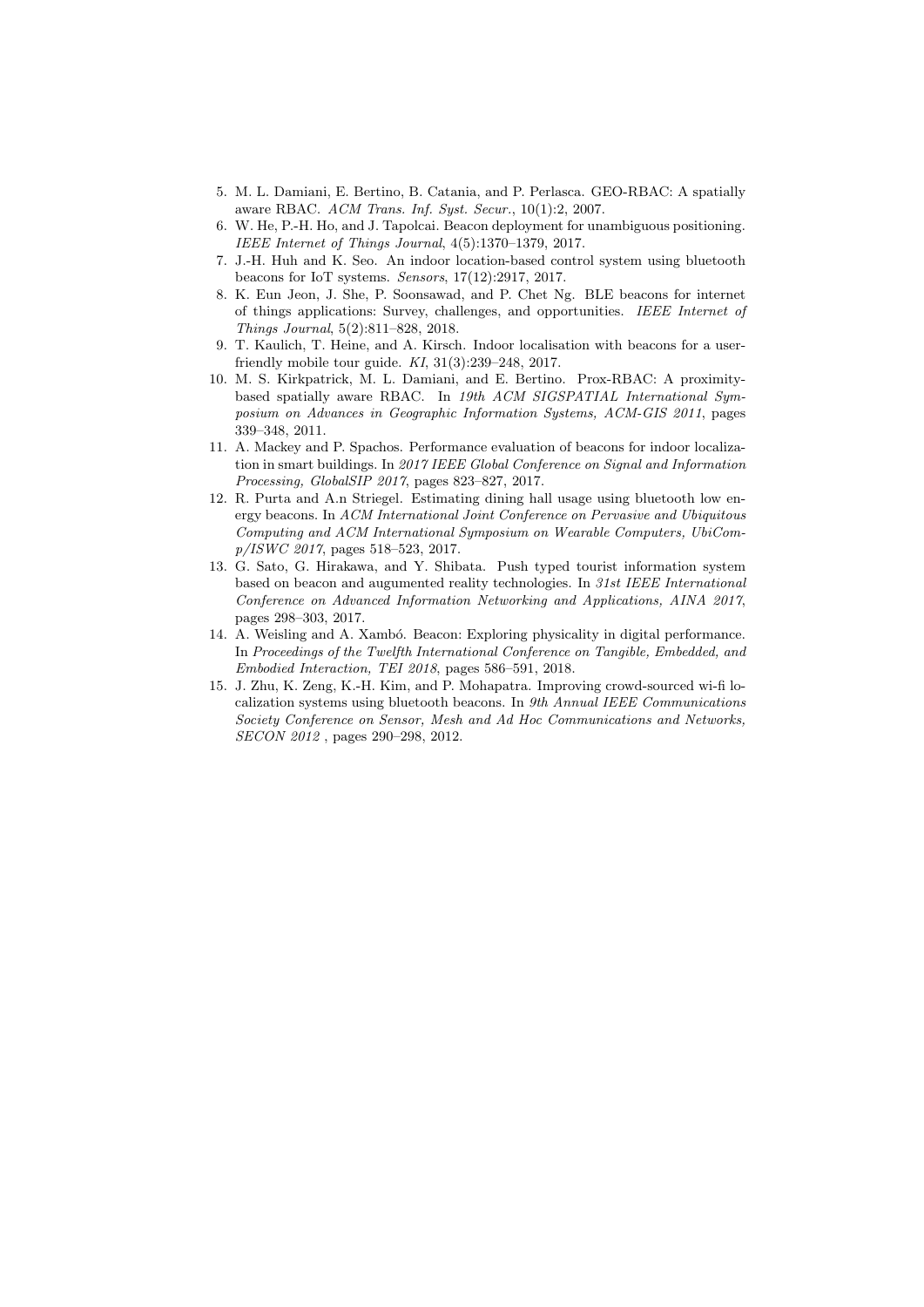5. M. L. Damiani, E. Bertino, B. Catania, and P. Perlasca. GEO-RBAC: A spatially aware RBAC. *ACM Trans. Inf. Syst. Secur.*, 10(1):2, 2007.
6. W. He, P.-H. Ho, and J. Tapolcai. Beacon deployment for unambiguous positioning. *IEEE Internet of Things Journal*, 4(5):1370–1379, 2017.
7. J.-H. Huh and K. Seo. An indoor location-based control system using bluetooth beacons for IoT systems. *Sensors*, 17(12):2917, 2017.
8. K. Eun Jeon, J. She, P. Soonsawad, and P. Chet Ng. BLE beacons for internet of things applications: Survey, challenges, and opportunities. *IEEE Internet of Things Journal*, 5(2):811–828, 2018.
9. T. Kaulich, T. Heine, and A. Kirsch. Indoor localisation with beacons for a user-friendly mobile tour guide. *KI*, 31(3):239–248, 2017.
10. M. S. Kirkpatrick, M. L. Damiani, and E. Bertino. Prox-RBAC: A proximity-based spatially aware RBAC. In *19th ACM SIGSPATIAL International Symposium on Advances in Geographic Information Systems, ACM-GIS 2011*, pages 339–348, 2011.
11. A. Mackey and P. Spachos. Performance evaluation of beacons for indoor localization in smart buildings. In *2017 IEEE Global Conference on Signal and Information Processing, GlobalSIP 2017*, pages 823–827, 2017.
12. R. Purta and A.n Striegel. Estimating dining hall usage using bluetooth low energy beacons. In *ACM International Joint Conference on Pervasive and Ubiquitous Computing and ACM International Symposium on Wearable Computers, UbiComp/ISWC 2017*, pages 518–523, 2017.
13. G. Sato, G. Hirakawa, and Y. Shibata. Push typed tourist information system based on beacon and augumented reality technologies. In *31st IEEE International Conference on Advanced Information Networking and Applications, AINA 2017*, pages 298–303, 2017.
14. A. Weisling and A. Xambó. Beacon: Exploring physicality in digital performance. In *Proceedings of the Twelfth International Conference on Tangible, Embedded, and Embodied Interaction, TEI 2018*, pages 586–591, 2018.
15. J. Zhu, K. Zeng, K.-H. Kim, and P. Mohapatra. Improving crowd-sourced wi-fi localization systems using bluetooth beacons. In *9th Annual IEEE Communications Society Conference on Sensor, Mesh and Ad Hoc Communications and Networks, SECON 2012* , pages 290–298, 2012.